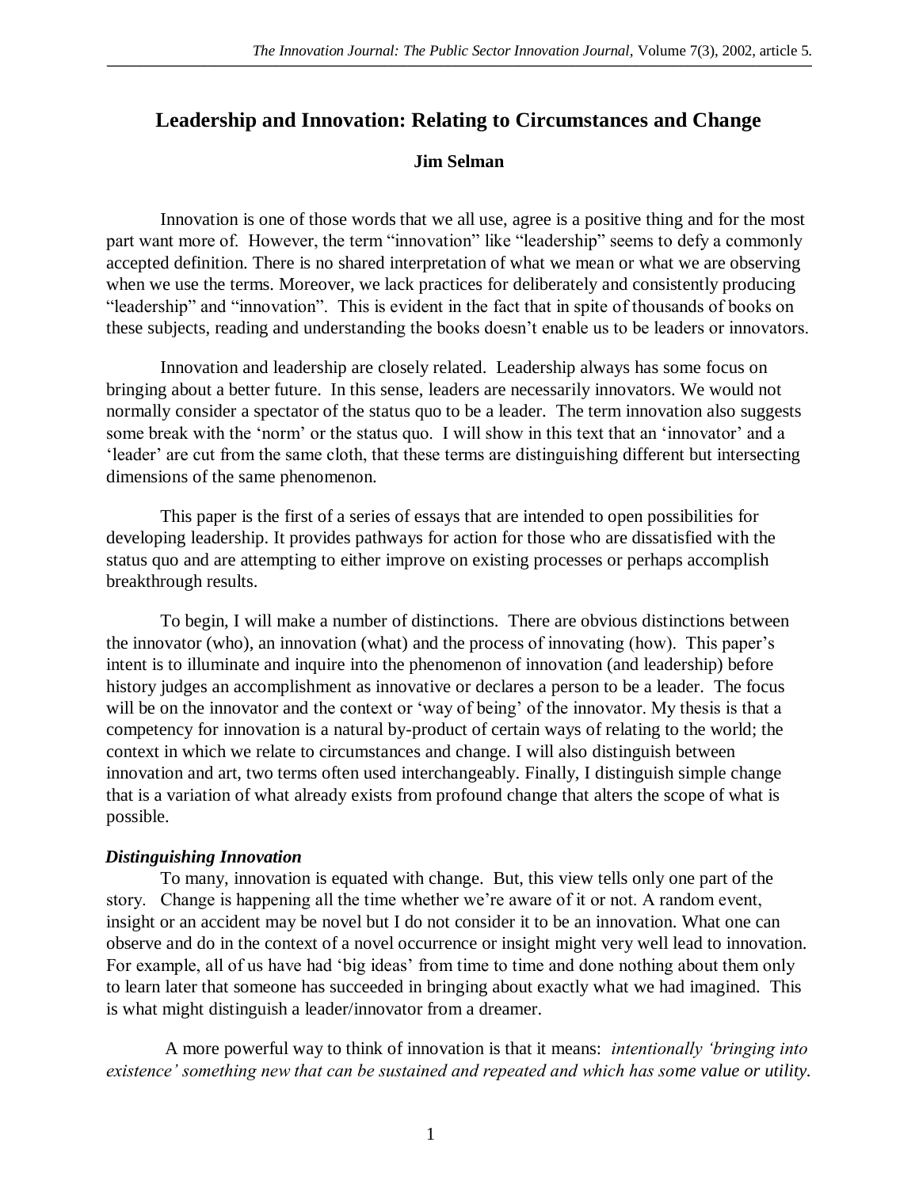# Leadership and Innovation: Relating to Circumstances and Change

**Jim Selman**

Innovation is one of those words that we all use, agree is a positive thing and for the most part want more of. However, the term "innovation" like "leadership" seems to defy a commonly accepted definition. There is no shared interpretation of what we mean or what we are observing when we use the terms. Moreover, we lack practices for deliberately and consistently producing "leadership" and "innovation". This is evident in the fact that in spite of thousands of books on these subjects, reading and understanding the books doesn't enable us to be leaders or innovators.

Innovation and leadership are closely related. Leadership always has some focus on bringing about a better future. In this sense, leaders are necessarily innovators. We would not normally consider a spectator of the status quo to be a leader. The term innovation also suggests some break with the 'norm' or the status quo. I will show in this text that an 'innovator' and a 'leader' are cut from the same cloth, that these terms are distinguishing different but intersecting dimensions of the same phenomenon.

This paper is the first of a series of essays that are intended to open possibilities for developing leadership. It provides pathways for action for those who are dissatisfied with the status quo and are attempting to either improve on existing processes or perhaps accomplish breakthrough results.

To begin, I will make a number of distinctions. There are obvious distinctions between the innovator (who), an innovation (what) and the process of innovating (how). This paper's intent is to illuminate and inquire into the phenomenon of innovation (and leadership) before history judges an accomplishment as innovative or declares a person to be a leader. The focus will be on the innovator and the context or 'way of being' of the innovator. My thesis is that a competency for innovation is a natural by-product of certain ways of relating to the world; the context in which we relate to circumstances and change. I will also distinguish between innovation and art, two terms often used interchangeably. Finally, I distinguish simple change that is a variation of what already exists from profound change that alters the scope of what is possible.

### *Distinguishing Innovation*

To many, innovation is equated with change. But, this view tells only one part of the story. Change is happening all the time whether we're aware of it or not. A random event, insight or an accident may be novel but I do not consider it to be an innovation. What one can observe and do in the context of a novel occurrence or insight might very well lead to innovation. For example, all of us have had 'big ideas' from time to time and done nothing about them only to learn later that someone has succeeded in bringing about exactly what we had imagined. This is what might distinguish a leader/innovator from a dreamer.

A more powerful way to think of innovation is that it means: *intentionally 'bringing into existence' something new that can be sustained and repeated and which has some value or utility.*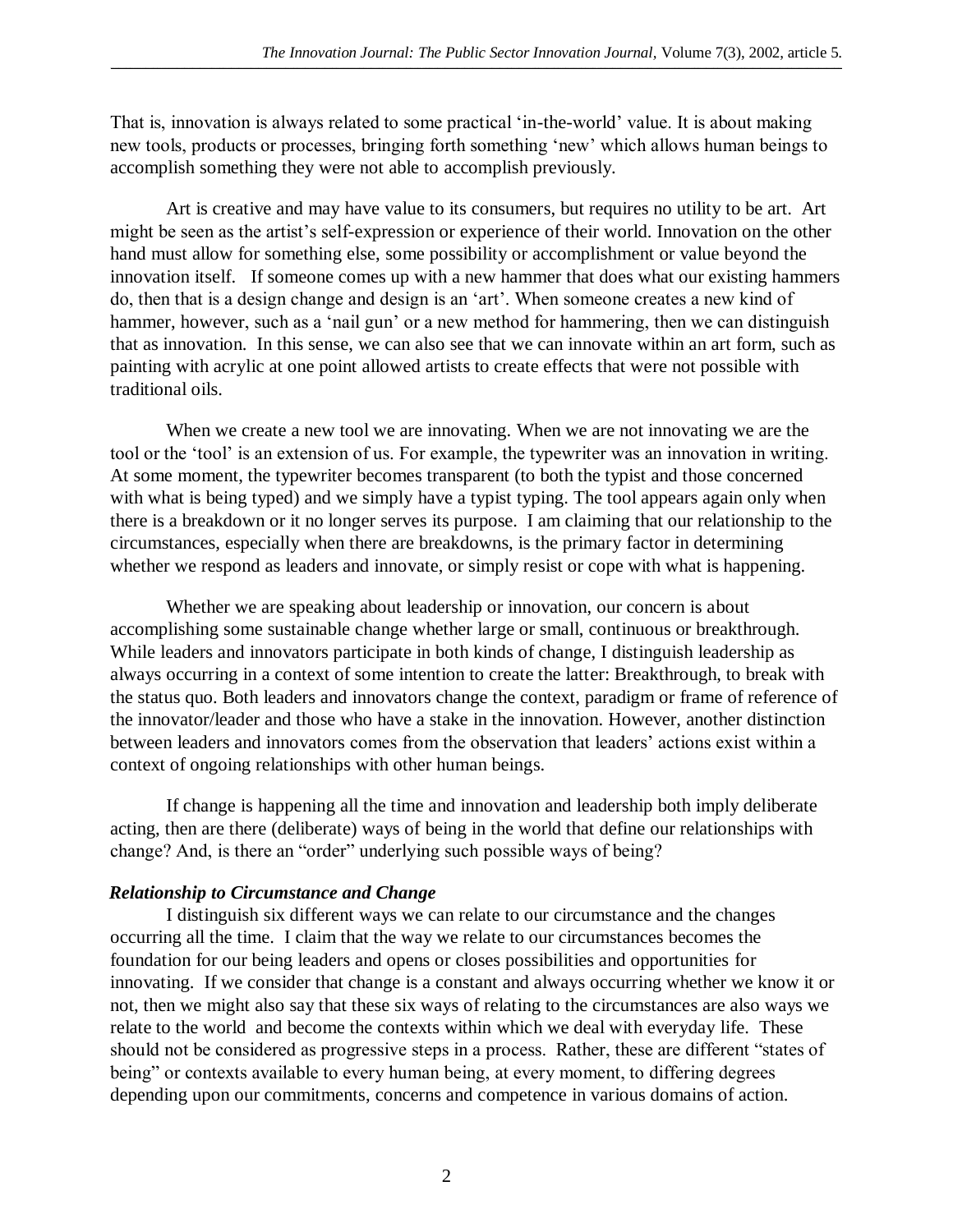That is, innovation is always related to some practical 'in-the-world' value. It is about making new tools, products or processes, bringing forth something 'new' which allows human beings to accomplish something they were not able to accomplish previously.

Art is creative and may have value to its consumers, but requires no utility to be art. Art might be seen as the artist's self-expression or experience of their world. Innovation on the other hand must allow for something else, some possibility or accomplishment or value beyond the innovation itself. If someone comes up with a new hammer that does what our existing hammers do, then that is a design change and design is an 'art'. When someone creates a new kind of hammer, however, such as a 'nail gun' or a new method for hammering, then we can distinguish that as innovation. In this sense, we can also see that we can innovate within an art form, such as painting with acrylic at one point allowed artists to create effects that were not possible with traditional oils.

When we create a new tool we are innovating. When we are not innovating we are the tool or the 'tool' is an extension of us. For example, the typewriter was an innovation in writing. At some moment, the typewriter becomes transparent (to both the typist and those concerned with what is being typed) and we simply have a typist typing. The tool appears again only when there is a breakdown or it no longer serves its purpose. I am claiming that our relationship to the circumstances, especially when there are breakdowns, is the primary factor in determining whether we respond as leaders and innovate, or simply resist or cope with what is happening.

Whether we are speaking about leadership or innovation, our concern is about accomplishing some sustainable change whether large or small, continuous or breakthrough. While leaders and innovators participate in both kinds of change, I distinguish leadership as always occurring in a context of some intention to create the latter: Breakthrough, to break with the status quo. Both leaders and innovators change the context, paradigm or frame of reference of the innovator/leader and those who have a stake in the innovation. However, another distinction between leaders and innovators comes from the observation that leaders' actions exist within a context of ongoing relationships with other human beings.

If change is happening all the time and innovation and leadership both imply deliberate acting, then are there (deliberate) ways of being in the world that define our relationships with change? And, is there an "order" underlying such possible ways of being?

### *Relationship to Circumstance and Change*

I distinguish six different ways we can relate to our circumstance and the changes occurring all the time. I claim that the way we relate to our circumstances becomes the foundation for our being leaders and opens or closes possibilities and opportunities for innovating. If we consider that change is a constant and always occurring whether we know it or not, then we might also say that these six ways of relating to the circumstances are also ways we relate to the world and become the contexts within which we deal with everyday life. These should not be considered as progressive steps in a process. Rather, these are different "states of being" or contexts available to every human being, at every moment, to differing degrees depending upon our commitments, concerns and competence in various domains of action.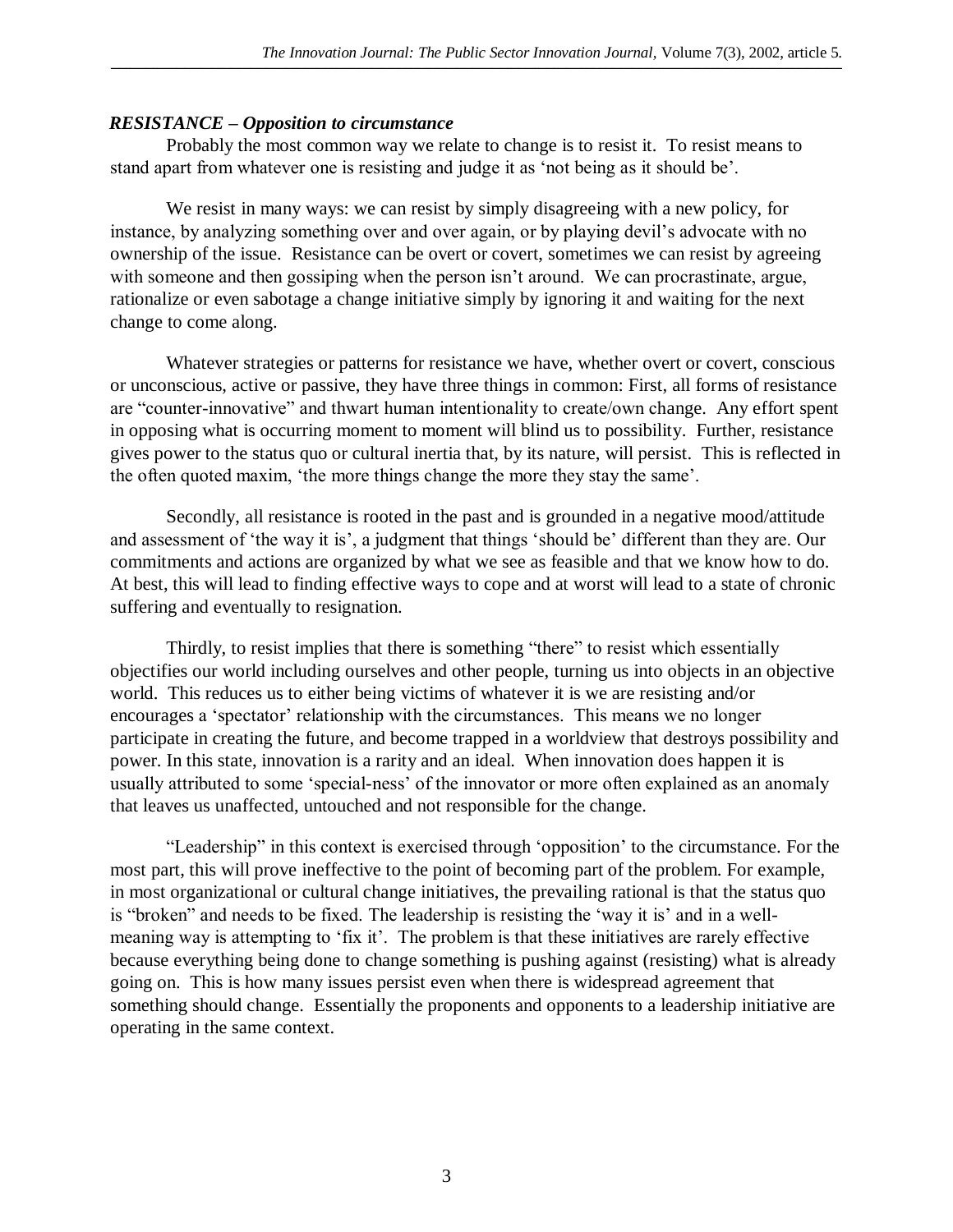***RESISTANCE – Opposition to circumstance***

Probably the most common way we relate to change is to resist it. To resist means to stand apart from whatever one is resisting and judge it as 'not being as it should be'.

We resist in many ways: we can resist by simply disagreeing with a new policy, for instance, by analyzing something over and over again, or by playing devil's advocate with no ownership of the issue. Resistance can be overt or covert, sometimes we can resist by agreeing with someone and then gossiping when the person isn't around. We can procrastinate, argue, rationalize or even sabotage a change initiative simply by ignoring it and waiting for the next change to come along.

Whatever strategies or patterns for resistance we have, whether overt or covert, conscious or unconscious, active or passive, they have three things in common: First, all forms of resistance are "counter-innovative" and thwart human intentionality to create/own change. Any effort spent in opposing what is occurring moment to moment will blind us to possibility. Further, resistance gives power to the status quo or cultural inertia that, by its nature, will persist. This is reflected in the often quoted maxim, 'the more things change the more they stay the same'.

Secondly, all resistance is rooted in the past and is grounded in a negative mood/attitude and assessment of 'the way it is', a judgment that things 'should be' different than they are. Our commitments and actions are organized by what we see as feasible and that we know how to do. At best, this will lead to finding effective ways to cope and at worst will lead to a state of chronic suffering and eventually to resignation.

Thirdly, to resist implies that there is something "there" to resist which essentially objectifies our world including ourselves and other people, turning us into objects in an objective world. This reduces us to either being victims of whatever it is we are resisting and/or encourages a 'spectator' relationship with the circumstances. This means we no longer participate in creating the future, and become trapped in a worldview that destroys possibility and power. In this state, innovation is a rarity and an ideal. When innovation does happen it is usually attributed to some 'special-ness' of the innovator or more often explained as an anomaly that leaves us unaffected, untouched and not responsible for the change.

"Leadership" in this context is exercised through 'opposition' to the circumstance. For the most part, this will prove ineffective to the point of becoming part of the problem. For example, in most organizational or cultural change initiatives, the prevailing rational is that the status quo is "broken" and needs to be fixed. The leadership is resisting the 'way it is' and in a well-meaning way is attempting to 'fix it'. The problem is that these initiatives are rarely effective because everything being done to change something is pushing against (resisting) what is already going on. This is how many issues persist even when there is widespread agreement that something should change. Essentially the proponents and opponents to a leadership initiative are operating in the same context.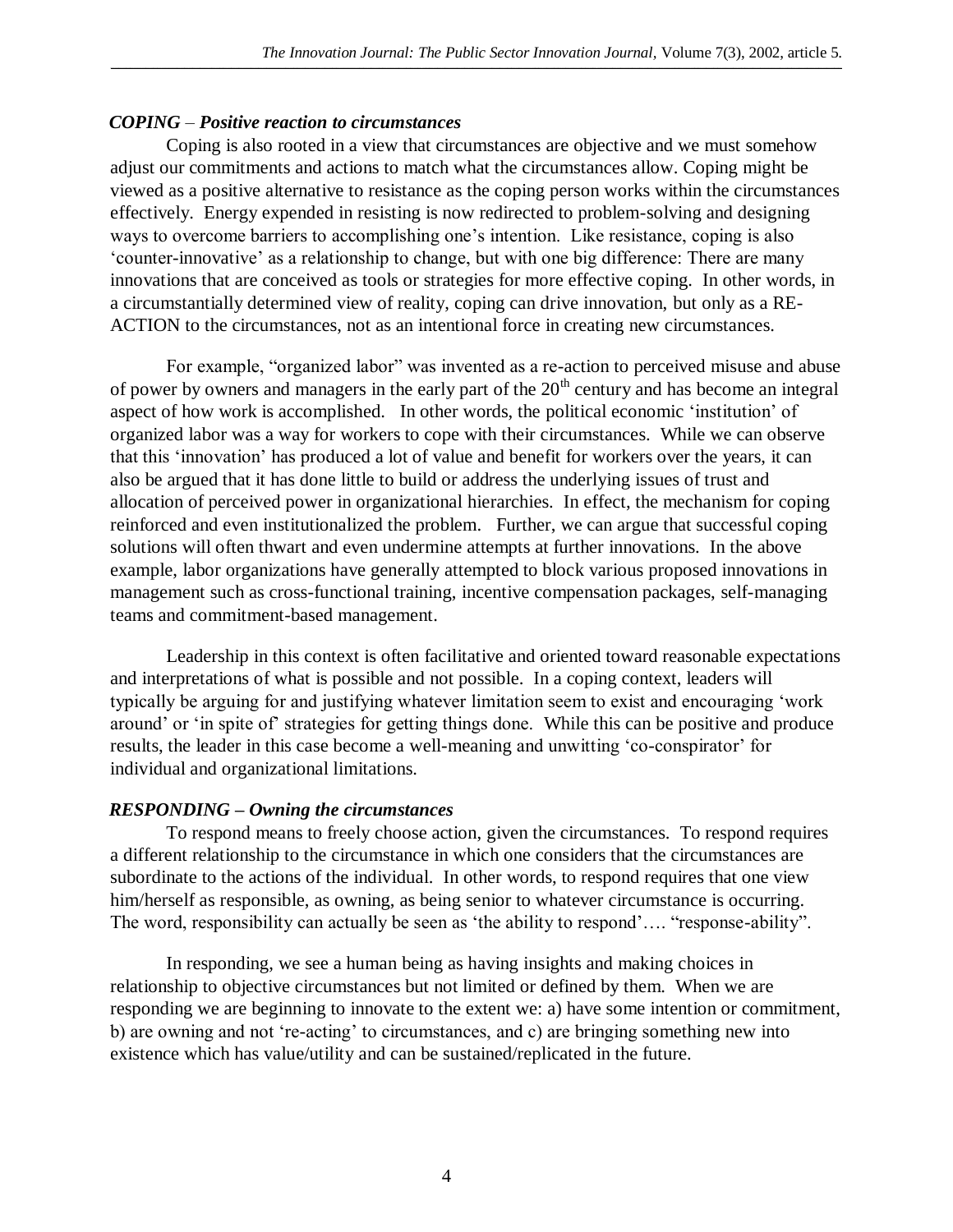***COPING* – *Positive reaction to circumstances***

Coping is also rooted in a view that circumstances are objective and we must somehow adjust our commitments and actions to match what the circumstances allow. Coping might be viewed as a positive alternative to resistance as the coping person works within the circumstances effectively. Energy expended in resisting is now redirected to problem-solving and designing ways to overcome barriers to accomplishing one's intention. Like resistance, coping is also 'counter-innovative' as a relationship to change, but with one big difference: There are many innovations that are conceived as tools or strategies for more effective coping. In other words, in a circumstantially determined view of reality, coping can drive innovation, but only as a RE-ACTION to the circumstances, not as an intentional force in creating new circumstances.

For example, "organized labor" was invented as a re-action to perceived misuse and abuse of power by owners and managers in the early part of the 20th century and has become an integral aspect of how work is accomplished. In other words, the political economic 'institution' of organized labor was a way for workers to cope with their circumstances. While we can observe that this 'innovation' has produced a lot of value and benefit for workers over the years, it can also be argued that it has done little to build or address the underlying issues of trust and allocation of perceived power in organizational hierarchies. In effect, the mechanism for coping reinforced and even institutionalized the problem. Further, we can argue that successful coping solutions will often thwart and even undermine attempts at further innovations. In the above example, labor organizations have generally attempted to block various proposed innovations in management such as cross-functional training, incentive compensation packages, self-managing teams and commitment-based management.

Leadership in this context is often facilitative and oriented toward reasonable expectations and interpretations of what is possible and not possible. In a coping context, leaders will typically be arguing for and justifying whatever limitation seem to exist and encouraging 'work around' or 'in spite of' strategies for getting things done. While this can be positive and produce results, the leader in this case become a well-meaning and unwitting 'co-conspirator' for individual and organizational limitations.

***RESPONDING – Owning the circumstances***

To respond means to freely choose action, given the circumstances. To respond requires a different relationship to the circumstance in which one considers that the circumstances are subordinate to the actions of the individual. In other words, to respond requires that one view him/herself as responsible, as owning, as being senior to whatever circumstance is occurring. The word, responsibility can actually be seen as 'the ability to respond'…. "response-ability".

In responding, we see a human being as having insights and making choices in relationship to objective circumstances but not limited or defined by them. When we are responding we are beginning to innovate to the extent we: a) have some intention or commitment, b) are owning and not 're-acting' to circumstances, and c) are bringing something new into existence which has value/utility and can be sustained/replicated in the future.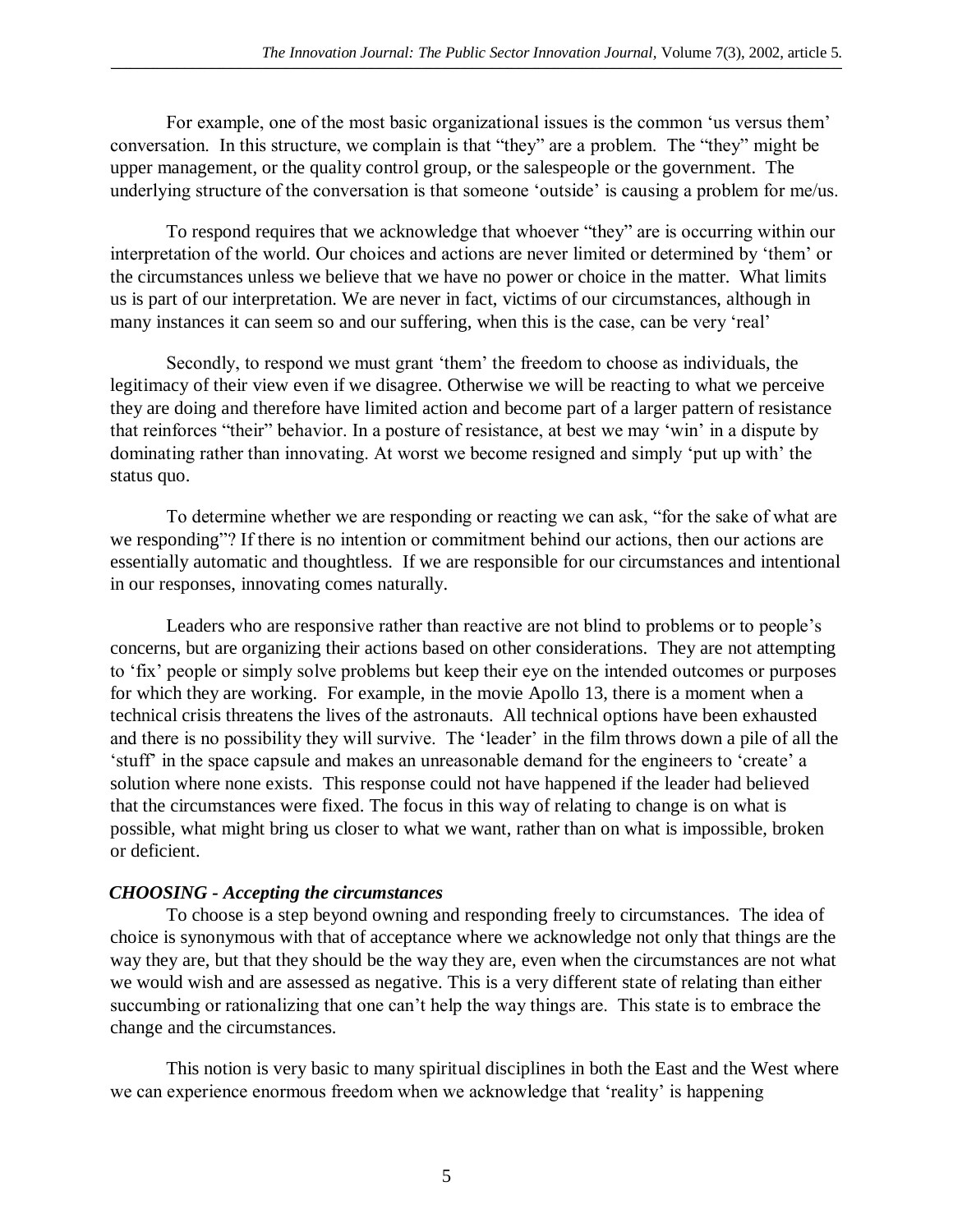For example, one of the most basic organizational issues is the common 'us versus them' conversation. In this structure, we complain is that "they" are a problem. The "they" might be upper management, or the quality control group, or the salespeople or the government. The underlying structure of the conversation is that someone 'outside' is causing a problem for me/us.

To respond requires that we acknowledge that whoever "they" are is occurring within our interpretation of the world. Our choices and actions are never limited or determined by 'them' or the circumstances unless we believe that we have no power or choice in the matter. What limits us is part of our interpretation. We are never in fact, victims of our circumstances, although in many instances it can seem so and our suffering, when this is the case, can be very 'real'

Secondly, to respond we must grant 'them' the freedom to choose as individuals, the legitimacy of their view even if we disagree. Otherwise we will be reacting to what we perceive they are doing and therefore have limited action and become part of a larger pattern of resistance that reinforces "their" behavior. In a posture of resistance, at best we may 'win' in a dispute by dominating rather than innovating. At worst we become resigned and simply 'put up with' the status quo.

To determine whether we are responding or reacting we can ask, "for the sake of what are we responding"? If there is no intention or commitment behind our actions, then our actions are essentially automatic and thoughtless. If we are responsible for our circumstances and intentional in our responses, innovating comes naturally.

Leaders who are responsive rather than reactive are not blind to problems or to people's concerns, but are organizing their actions based on other considerations. They are not attempting to 'fix' people or simply solve problems but keep their eye on the intended outcomes or purposes for which they are working. For example, in the movie Apollo 13, there is a moment when a technical crisis threatens the lives of the astronauts. All technical options have been exhausted and there is no possibility they will survive. The 'leader' in the film throws down a pile of all the 'stuff' in the space capsule and makes an unreasonable demand for the engineers to 'create' a solution where none exists. This response could not have happened if the leader had believed that the circumstances were fixed. The focus in this way of relating to change is on what is possible, what might bring us closer to what we want, rather than on what is impossible, broken or deficient.

### *CHOOSING - Accepting the circumstances*

To choose is a step beyond owning and responding freely to circumstances. The idea of choice is synonymous with that of acceptance where we acknowledge not only that things are the way they are, but that they should be the way they are, even when the circumstances are not what we would wish and are assessed as negative. This is a very different state of relating than either succumbing or rationalizing that one can't help the way things are. This state is to embrace the change and the circumstances.

This notion is very basic to many spiritual disciplines in both the East and the West where we can experience enormous freedom when we acknowledge that 'reality' is happening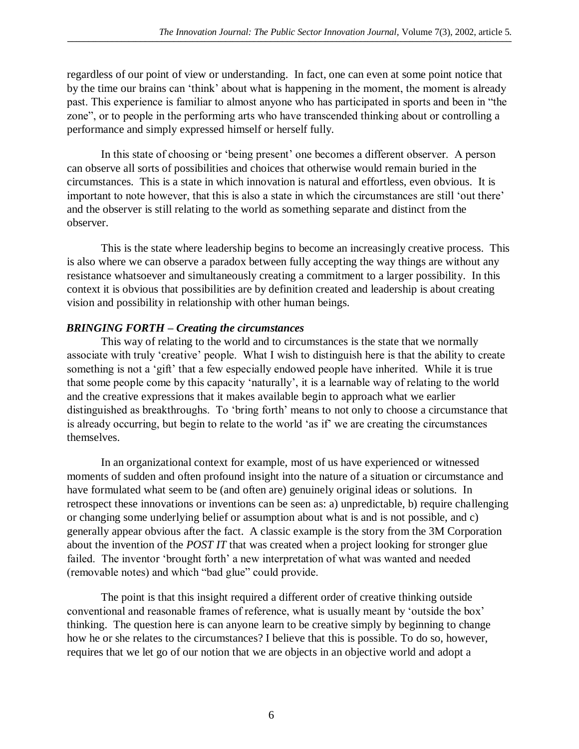regardless of our point of view or understanding. In fact, one can even at some point notice that by the time our brains can 'think' about what is happening in the moment, the moment is already past. This experience is familiar to almost anyone who has participated in sports and been in "the zone", or to people in the performing arts who have transcended thinking about or controlling a performance and simply expressed himself or herself fully.

In this state of choosing or 'being present' one becomes a different observer. A person can observe all sorts of possibilities and choices that otherwise would remain buried in the circumstances. This is a state in which innovation is natural and effortless, even obvious. It is important to note however, that this is also a state in which the circumstances are still 'out there' and the observer is still relating to the world as something separate and distinct from the observer.

This is the state where leadership begins to become an increasingly creative process. This is also where we can observe a paradox between fully accepting the way things are without any resistance whatsoever and simultaneously creating a commitment to a larger possibility. In this context it is obvious that possibilities are by definition created and leadership is about creating vision and possibility in relationship with other human beings.

***BRINGING FORTH – Creating the circumstances***

This way of relating to the world and to circumstances is the state that we normally associate with truly 'creative' people. What I wish to distinguish here is that the ability to create something is not a 'gift' that a few especially endowed people have inherited. While it is true that some people come by this capacity 'naturally', it is a learnable way of relating to the world and the creative expressions that it makes available begin to approach what we earlier distinguished as breakthroughs. To 'bring forth' means to not only to choose a circumstance that is already occurring, but begin to relate to the world 'as if' we are creating the circumstances themselves.

In an organizational context for example, most of us have experienced or witnessed moments of sudden and often profound insight into the nature of a situation or circumstance and have formulated what seem to be (and often are) genuinely original ideas or solutions. In retrospect these innovations or inventions can be seen as: a) unpredictable, b) require challenging or changing some underlying belief or assumption about what is and is not possible, and c) generally appear obvious after the fact. A classic example is the story from the 3M Corporation about the invention of the *POST IT* that was created when a project looking for stronger glue failed. The inventor 'brought forth' a new interpretation of what was wanted and needed (removable notes) and which "bad glue" could provide.

The point is that this insight required a different order of creative thinking outside conventional and reasonable frames of reference, what is usually meant by 'outside the box' thinking. The question here is can anyone learn to be creative simply by beginning to change how he or she relates to the circumstances? I believe that this is possible. To do so, however, requires that we let go of our notion that we are objects in an objective world and adopt a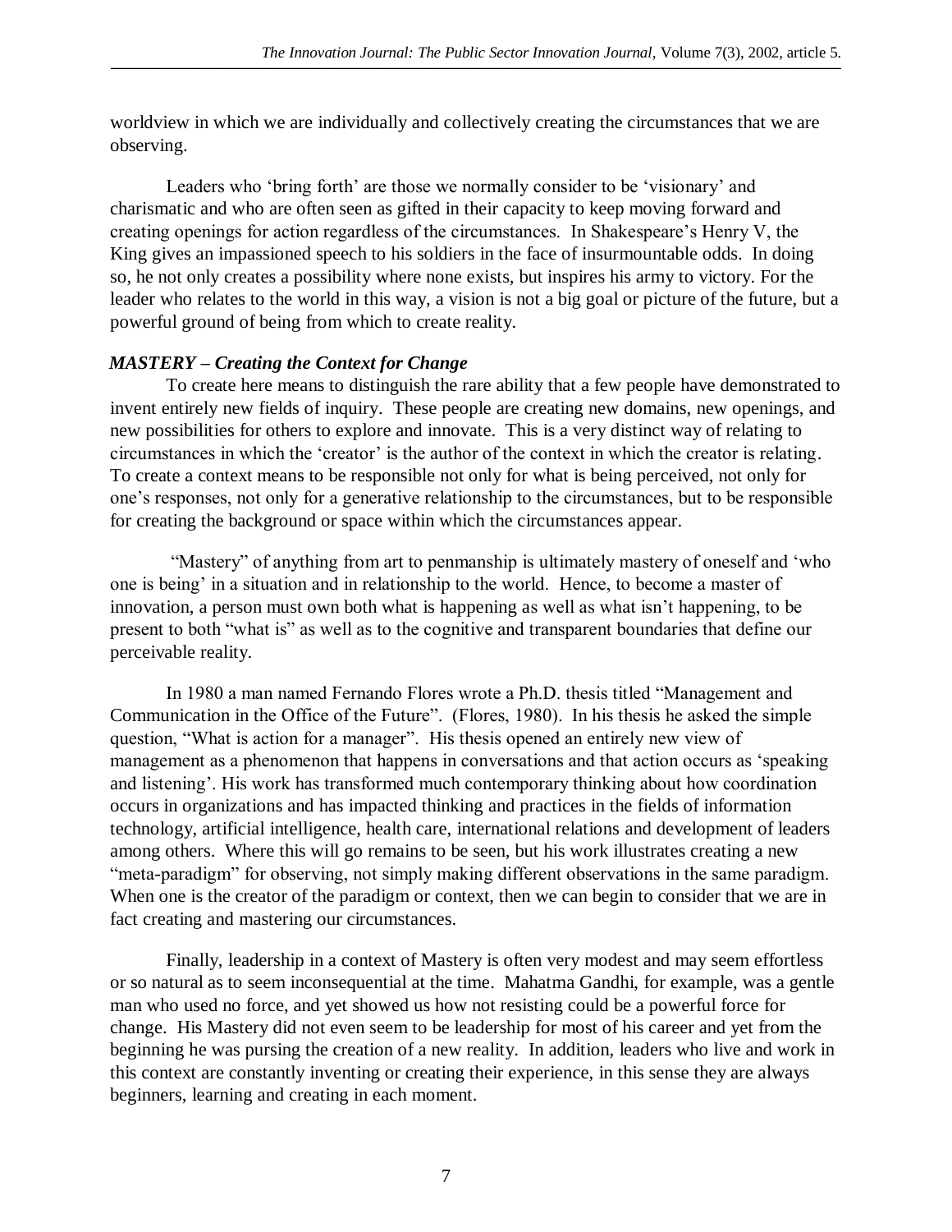worldview in which we are individually and collectively creating the circumstances that we are observing.

Leaders who 'bring forth' are those we normally consider to be 'visionary' and charismatic and who are often seen as gifted in their capacity to keep moving forward and creating openings for action regardless of the circumstances. In Shakespeare's Henry V, the King gives an impassioned speech to his soldiers in the face of insurmountable odds. In doing so, he not only creates a possibility where none exists, but inspires his army to victory. For the leader who relates to the world in this way, a vision is not a big goal or picture of the future, but a powerful ground of being from which to create reality.

***MASTERY – Creating the Context for Change***

To create here means to distinguish the rare ability that a few people have demonstrated to invent entirely new fields of inquiry. These people are creating new domains, new openings, and new possibilities for others to explore and innovate. This is a very distinct way of relating to circumstances in which the 'creator' is the author of the context in which the creator is relating. To create a context means to be responsible not only for what is being perceived, not only for one's responses, not only for a generative relationship to the circumstances, but to be responsible for creating the background or space within which the circumstances appear.

"Mastery" of anything from art to penmanship is ultimately mastery of oneself and 'who one is being' in a situation and in relationship to the world. Hence, to become a master of innovation, a person must own both what is happening as well as what isn't happening, to be present to both "what is" as well as to the cognitive and transparent boundaries that define our perceivable reality.

In 1980 a man named Fernando Flores wrote a Ph.D. thesis titled "Management and Communication in the Office of the Future". (Flores, 1980). In his thesis he asked the simple question, "What is action for a manager". His thesis opened an entirely new view of management as a phenomenon that happens in conversations and that action occurs as 'speaking and listening'. His work has transformed much contemporary thinking about how coordination occurs in organizations and has impacted thinking and practices in the fields of information technology, artificial intelligence, health care, international relations and development of leaders among others. Where this will go remains to be seen, but his work illustrates creating a new "meta-paradigm" for observing, not simply making different observations in the same paradigm. When one is the creator of the paradigm or context, then we can begin to consider that we are in fact creating and mastering our circumstances.

Finally, leadership in a context of Mastery is often very modest and may seem effortless or so natural as to seem inconsequential at the time. Mahatma Gandhi, for example, was a gentle man who used no force, and yet showed us how not resisting could be a powerful force for change. His Mastery did not even seem to be leadership for most of his career and yet from the beginning he was pursing the creation of a new reality. In addition, leaders who live and work in this context are constantly inventing or creating their experience, in this sense they are always beginners, learning and creating in each moment.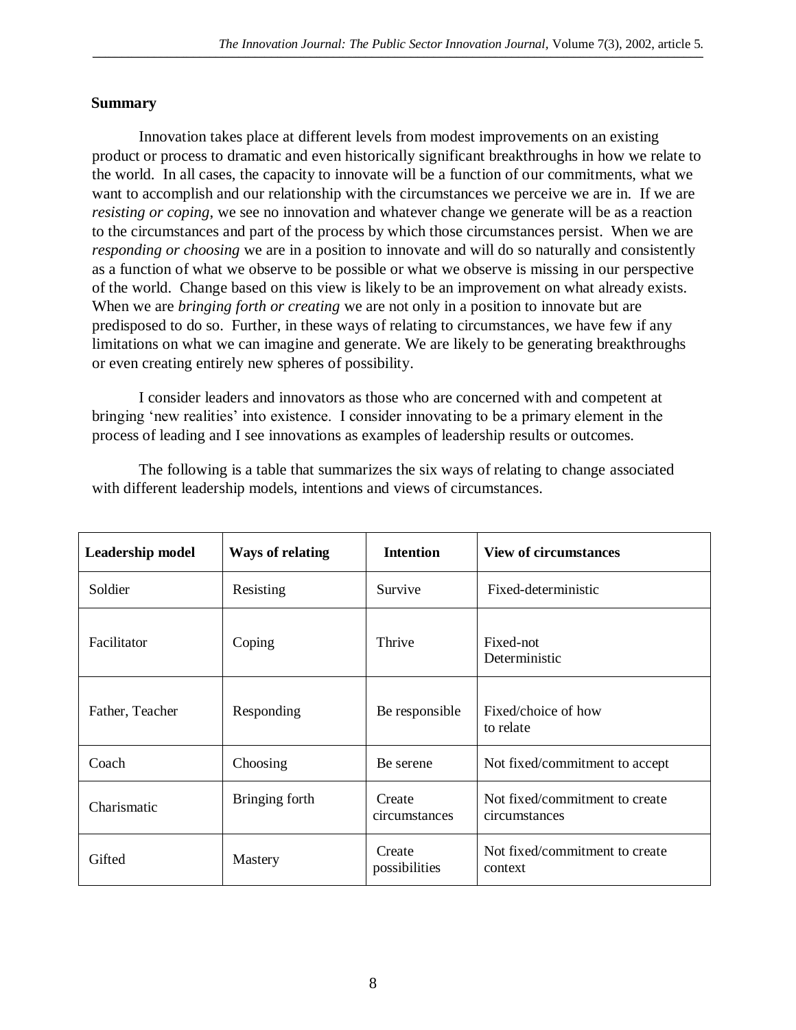## Summary

Innovation takes place at different levels from modest improvements on an existing product or process to dramatic and even historically significant breakthroughs in how we relate to the world. In all cases, the capacity to innovate will be a function of our commitments, what we want to accomplish and our relationship with the circumstances we perceive we are in. If we are *resisting or coping*, we see no innovation and whatever change we generate will be as a reaction to the circumstances and part of the process by which those circumstances persist. When we are *responding or choosing* we are in a position to innovate and will do so naturally and consistently as a function of what we observe to be possible or what we observe is missing in our perspective of the world. Change based on this view is likely to be an improvement on what already exists. When we are *bringing forth or creating* we are not only in a position to innovate but are predisposed to do so. Further, in these ways of relating to circumstances, we have few if any limitations on what we can imagine and generate. We are likely to be generating breakthroughs or even creating entirely new spheres of possibility.

I consider leaders and innovators as those who are concerned with and competent at bringing 'new realities' into existence. I consider innovating to be a primary element in the process of leading and I see innovations as examples of leadership results or outcomes.

The following is a table that summarizes the six ways of relating to change associated with different leadership models, intentions and views of circumstances.

| Leadership model | Ways of relating | Intention | View of circumstances |
|---|---|---|---|
| Soldier | Resisting | Survive | Fixed-deterministic |
| Facilitator | Coping | Thrive | Fixed-not Deterministic |
| Father, Teacher | Responding | Be responsible | Fixed/choice of how to relate |
| Coach | Choosing | Be serene | Not fixed/commitment to accept |
| Charismatic | Bringing forth | Create circumstances | Not fixed/commitment to create circumstances |
| Gifted | Mastery | Create possibilities | Not fixed/commitment to create context |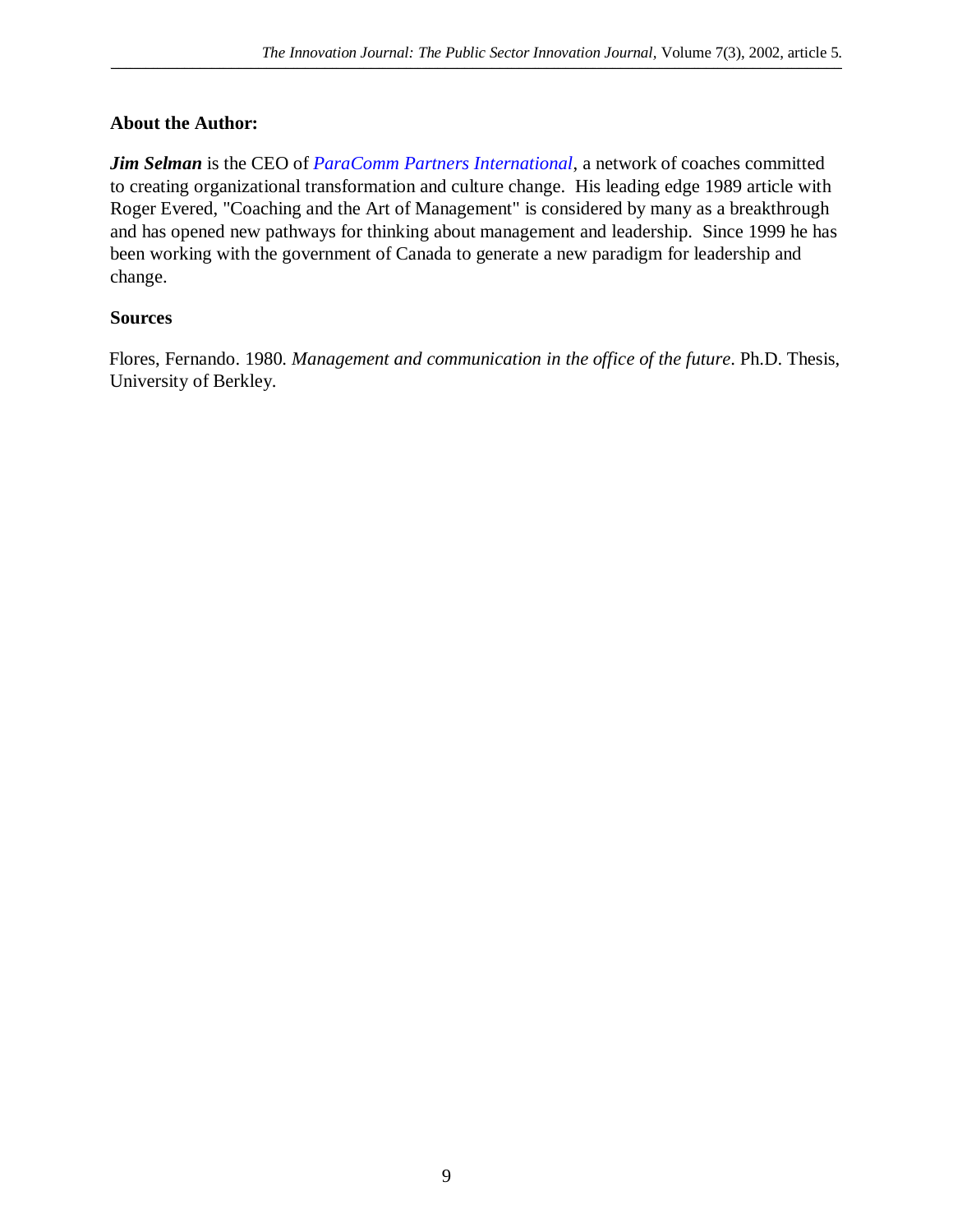**About the Author:**

***Jim Selman*** is the CEO of *ParaComm Partners International*, a network of coaches committed to creating organizational transformation and culture change. His leading edge 1989 article with Roger Evered, "Coaching and the Art of Management" is considered by many as a breakthrough and has opened new pathways for thinking about management and leadership. Since 1999 he has been working with the government of Canada to generate a new paradigm for leadership and change.

**Sources**

Flores, Fernando. 1980. *Management and communication in the office of the future*. Ph.D. Thesis, University of Berkley.